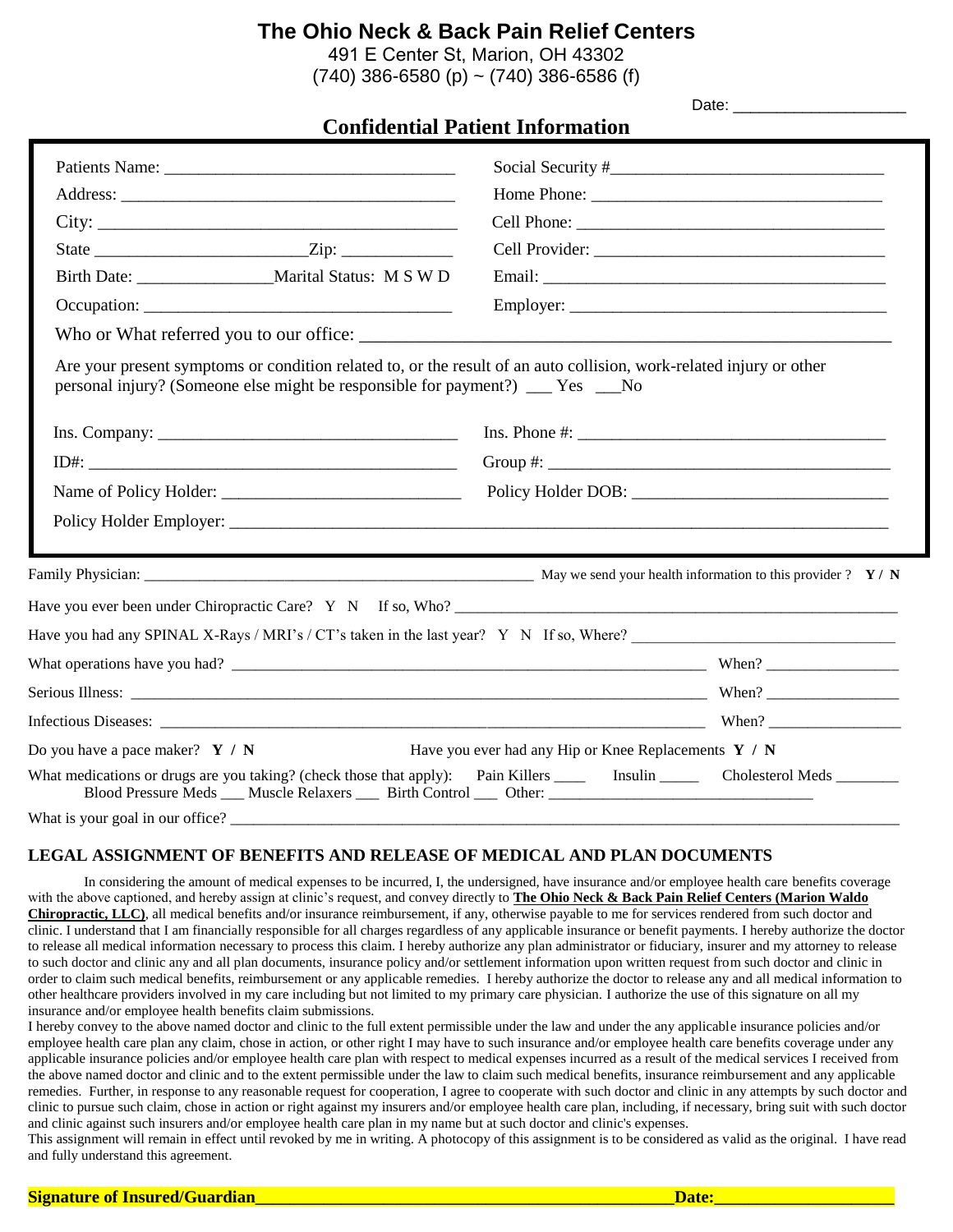# The Ohio Neck & Back Pain Relief Centers

491 E Center St, Marion, OH 43302
(740) 386-6580 (p) ~ (740) 386-6586 (f)

Date: ____________________

## Confidential Patient Information

Patients Name: __________________________________ Social Security #_______________________________

Address: ________________________________________ Home Phone: __________________________________

City: ___________________________________________ Cell Phone: ___________________________________

State _________________________Zip: _____________ Cell Provider: __________________________________

Birth Date: ________________Marital Status: M S W D Email: ______________________________________

Occupation: ____________________________________ Employer: ____________________________________

Who or What referred you to our office: __________________________________________________________

Are your present symptoms or condition related to, or the result of an auto collision, work-related injury or other personal injury? (Someone else might be responsible for payment?) ___ Yes ___No

Ins. Company: ___________________________________ Ins. Phone #: ___________________________________

ID#: ____________________________________________ Group #: _______________________________________

Name of Policy Holder: ____________________________ Policy Holder DOB: ______________________________

Policy Holder Employer: ___________________________________________________________________________

Family Physician: _____________________________________________________ May we send your health information to this provider ? **Y / N**

Have you ever been under Chiropractic Care? Y N If so, Who? _______________________________________________

Have you had any SPINAL X-Rays / MRI's / CT's taken in the last year? Y N If so, Where? ___________________________

What operations have you had? _____________________________________________________ When? ________________

Serious Illness: _______________________________________________________________ When? ________________

Infectious Diseases: ____________________________________________________________ When? ________________

Do you have a pace maker? **Y / N** Have you ever had any Hip or Knee Replacements **Y / N**

What medications or drugs are you taking? (check those that apply): Pain Killers ____ Insulin _____ Cholesterol Meds ________ Blood Pressure Meds ___ Muscle Relaxers ___ Birth Control ___ Other: _________________________________

What is your goal in our office? _________________________________________________________________________

### LEGAL ASSIGNMENT OF BENEFITS AND RELEASE OF MEDICAL AND PLAN DOCUMENTS

In considering the amount of medical expenses to be incurred, I, the undersigned, have insurance and/or employee health care benefits coverage with the above captioned, and hereby assign at clinic's request, and convey directly to **The Ohio Neck & Back Pain Relief Centers (Marion Waldo Chiropractic, LLC)**, all medical benefits and/or insurance reimbursement, if any, otherwise payable to me for services rendered from such doctor and clinic. I understand that I am financially responsible for all charges regardless of any applicable insurance or benefit payments. I hereby authorize the doctor to release all medical information necessary to process this claim. I hereby authorize any plan administrator or fiduciary, insurer and my attorney to release to such doctor and clinic any and all plan documents, insurance policy and/or settlement information upon written request from such doctor and clinic in order to claim such medical benefits, reimbursement or any applicable remedies. I hereby authorize the doctor to release any and all medical information to other healthcare providers involved in my care including but not limited to my primary care physician. I authorize the use of this signature on all my insurance and/or employee health benefits claim submissions.

I hereby convey to the above named doctor and clinic to the full extent permissible under the law and under the any applicable insurance policies and/or employee health care plan any claim, chose in action, or other right I may have to such insurance and/or employee health care benefits coverage under any applicable insurance policies and/or employee health care plan with respect to medical expenses incurred as a result of the medical services I received from the above named doctor and clinic and to the extent permissible under the law to claim such medical benefits, insurance reimbursement and any applicable remedies. Further, in response to any reasonable request for cooperation, I agree to cooperate with such doctor and clinic in any attempts by such doctor and clinic to pursue such claim, chose in action or right against my insurers and/or employee health care plan, including, if necessary, bring suit with such doctor and clinic against such insurers and/or employee health care plan in my name but at such doctor and clinic's expenses.

This assignment will remain in effect until revoked by me in writing. A photocopy of this assignment is to be considered as valid as the original. I have read and fully understand this agreement.

**Signature of Insured/Guardian__________________________________________________Date:_____________________**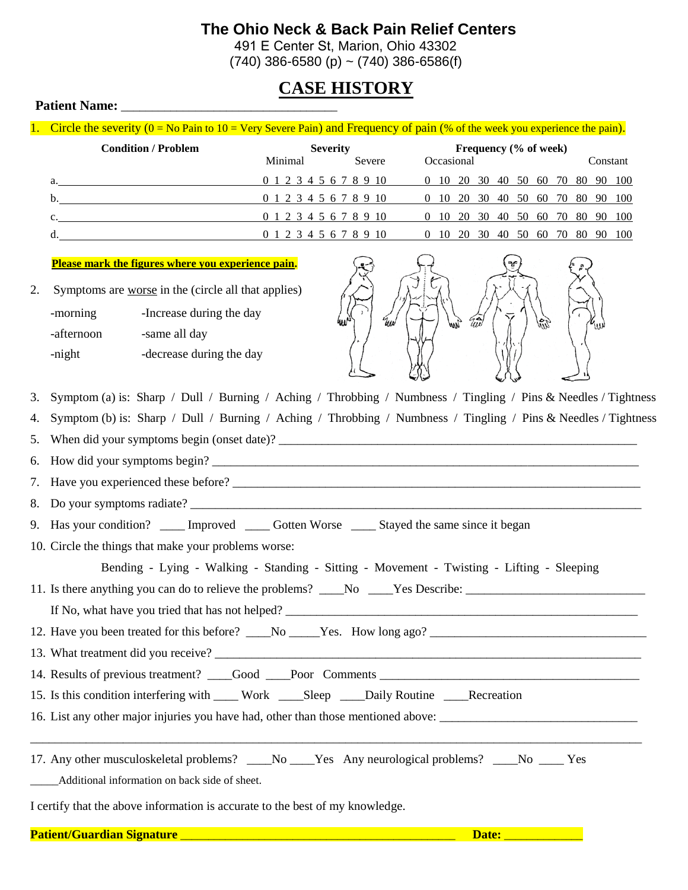# The Ohio Neck & Back Pain Relief Centers

491 E Center St, Marion, Ohio 43302
(740) 386-6580 (p) ~ (740) 386-6586(f)

## CASE HISTORY

**Patient Name:** ________________________________

1. Circle the severity (0 = No Pain to 10 = Very Severe Pain) and Frequency of pain (% of the week you experience the pain).

| Condition / Problem | Severity (Minimal — Severe) | Frequency (% of week) (Occasional — Constant) |
|---|---|---|
| a. ____________________ | 0 1 2 3 4 5 6 7 8 9 10 | 0 10 20 30 40 50 60 70 80 90 100 |
| b. ____________________ | 0 1 2 3 4 5 6 7 8 9 10 | 0 10 20 30 40 50 60 70 80 90 100 |
| c. ____________________ | 0 1 2 3 4 5 6 7 8 9 10 | 0 10 20 30 40 50 60 70 80 90 100 |
| d. ____________________ | 0 1 2 3 4 5 6 7 8 9 10 | 0 10 20 30 40 50 60 70 80 90 100 |

**Please mark the figures where you experience pain.**

2. Symptoms are worse in the (circle all that applies)

| | |
|---|---|
| -morning | -Increase during the day |
| -afternoon | -same all day |
| -night | -decrease during the day |

3. Symptom (a) is: Sharp / Dull / Burning / Aching / Throbbing / Numbness / Tingling / Pins & Needles / Tightness
4. Symptom (b) is: Sharp / Dull / Burning / Aching / Throbbing / Numbness / Tingling / Pins & Needles / Tightness
5. When did your symptoms begin (onset date)? ________________________________
6. How did your symptoms begin? ________________________________
7. Have you experienced these before? ________________________________
8. Do your symptoms radiate? ________________________________
9. Has your condition? ____ Improved ____ Gotten Worse ____ Stayed the same since it began
10. Circle the things that make your problems worse:

    Bending - Lying - Walking - Standing - Sitting - Movement - Twisting - Lifting - Sleeping

11. Is there anything you can do to relieve the problems? ____No ____Yes Describe: ____________________

    If No, what have you tried that has not helped? ________________________________

12. Have you been treated for this before? ____No _____Yes. How long ago? ____________________
13. What treatment did you receive? ________________________________
14. Results of previous treatment? ____Good ____Poor Comments ____________________
15. Is this condition interfering with ____ Work ____Sleep ____Daily Routine ____Recreation
16. List any other major injuries you have had, other than those mentioned above: ____________________

    ________________________________________________________________

17. Any other musculoskeletal problems? ____No ____Yes Any neurological problems? ____No ____ Yes

_____Additional information on back side of sheet.

I certify that the above information is accurate to the best of my knowledge.

**Patient/Guardian Signature** ________________________________ **Date:** ____________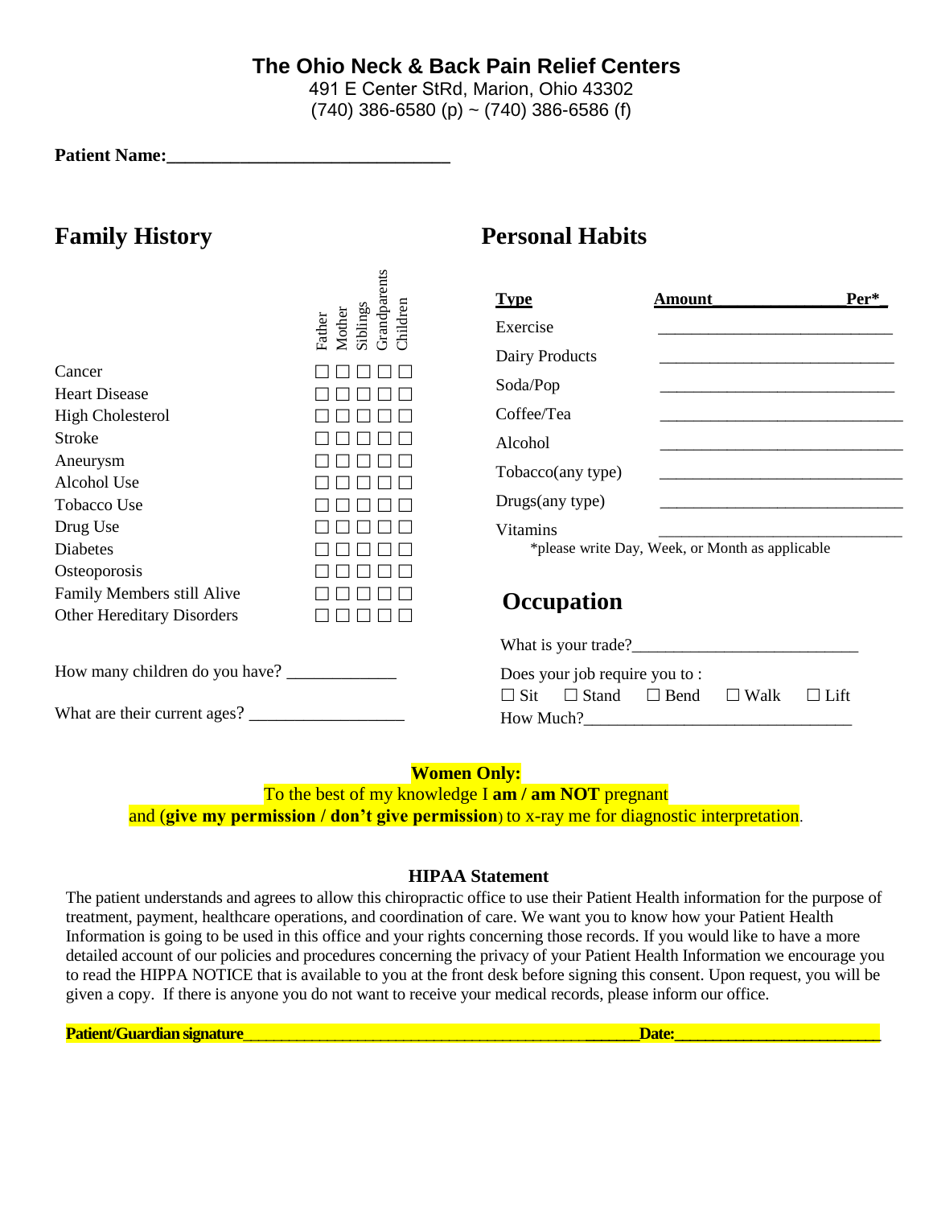**The Ohio Neck & Back Pain Relief Centers**

491 E Center StRd, Marion, Ohio 43302

(740) 386-6580 (p) ~ (740) 386-6586 (f)

**Patient Name:**_______________________________

## Family History

| | Father | Mother | Siblings | Grandparents | Children |
|---|---|---|---|---|---|
| Cancer | ☐ | ☐ | ☐ | ☐ | ☐ |
| Heart Disease | ☐ | ☐ | ☐ | ☐ | ☐ |
| High Cholesterol | ☐ | ☐ | ☐ | ☐ | ☐ |
| Stroke | ☐ | ☐ | ☐ | ☐ | ☐ |
| Aneurysm | ☐ | ☐ | ☐ | ☐ | ☐ |
| Alcohol Use | ☐ | ☐ | ☐ | ☐ | ☐ |
| Tobacco Use | ☐ | ☐ | ☐ | ☐ | ☐ |
| Drug Use | ☐ | ☐ | ☐ | ☐ | ☐ |
| Diabetes | ☐ | ☐ | ☐ | ☐ | ☐ |
| Osteoporosis | ☐ | ☐ | ☐ | ☐ | ☐ |
| Family Members still Alive | ☐ | ☐ | ☐ | ☐ | ☐ |
| Other Hereditary Disorders | ☐ | ☐ | ☐ | ☐ | ☐ |

How many children do you have? ____________

What are their current ages? _________________

## Personal Habits

| Type | Amount | Per* |
|---|---|---|
| Exercise | | |
| Dairy Products | | |
| Soda/Pop | | |
| Coffee/Tea | | |
| Alcohol | | |
| Tobacco(any type) | | |
| Drugs(any type) | | |
| Vitamins | | |

*please write Day, Week, or Month as applicable

## Occupation

What is your trade?_________________________

Does your job require you to :

☐ Sit ☐ Stand ☐ Bend ☐ Walk ☐ Lift

How Much?______________________________

**Women Only:**

To the best of my knowledge I **am / am NOT** pregnant and (**give my permission / don't give permission**) to x-ray me for diagnostic interpretation.

**HIPAA Statement**

The patient understands and agrees to allow this chiropractic office to use their Patient Health information for the purpose of treatment, payment, healthcare operations, and coordination of care. We want you to know how your Patient Health Information is going to be used in this office and your rights concerning those records. If you would like to have a more detailed account of our policies and procedures concerning the privacy of your Patient Health Information we encourage you to read the HIPPA NOTICE that is available to you at the front desk before signing this consent. Upon request, you will be given a copy. If there is anyone you do not want to receive your medical records, please inform our office.

**Patient/Guardian signature**_______________________________________________ **Date:**________________________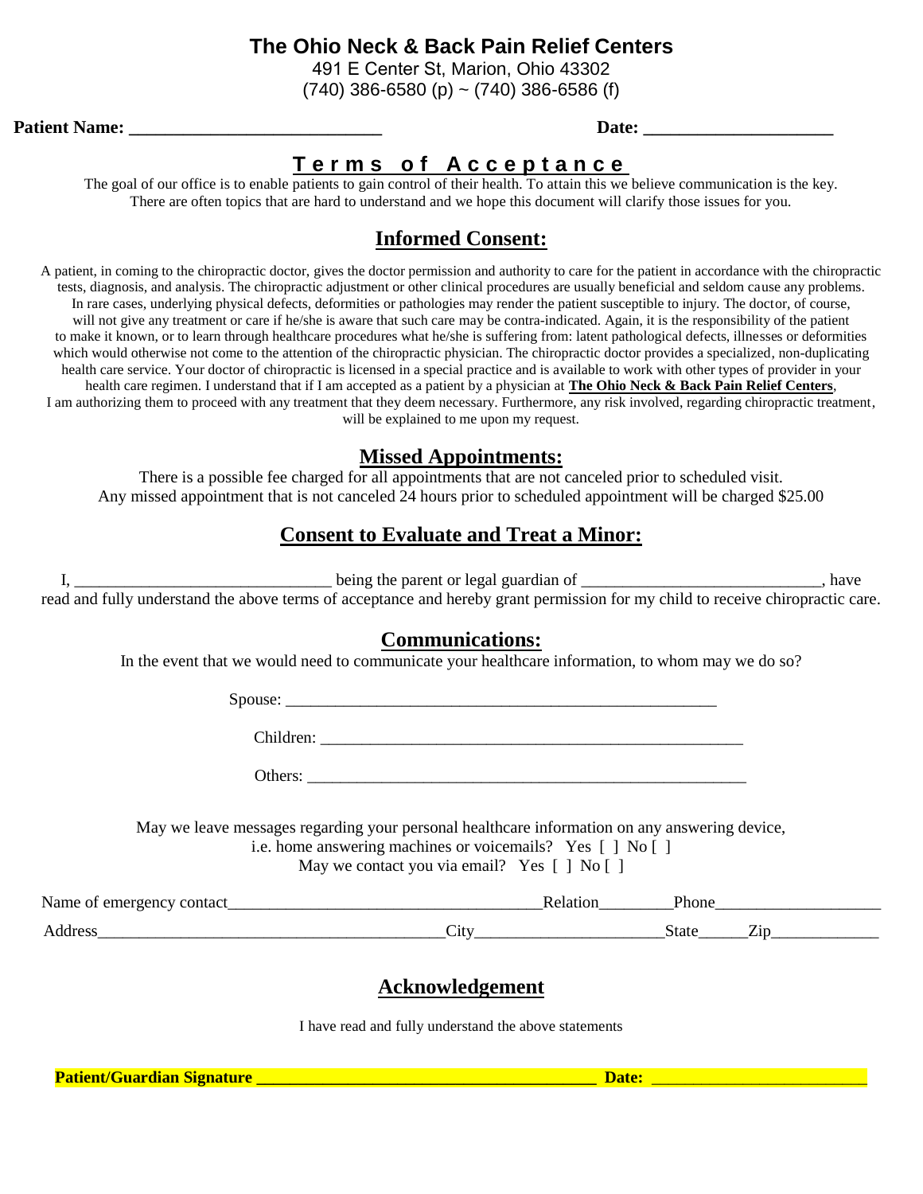# The Ohio Neck & Back Pain Relief Centers

491 E Center St, Marion, Ohio 43302
(740) 386-6580 (p) ~ (740) 386-6586 (f)

**Patient Name: ___________________________** **Date: ____________________**

## Terms of Acceptance

The goal of our office is to enable patients to gain control of their health. To attain this we believe communication is the key. There are often topics that are hard to understand and we hope this document will clarify those issues for you.

## Informed Consent:

A patient, in coming to the chiropractic doctor, gives the doctor permission and authority to care for the patient in accordance with the chiropractic tests, diagnosis, and analysis. The chiropractic adjustment or other clinical procedures are usually beneficial and seldom cause any problems. In rare cases, underlying physical defects, deformities or pathologies may render the patient susceptible to injury. The doctor, of course, will not give any treatment or care if he/she is aware that such care may be contra-indicated. Again, it is the responsibility of the patient to make it known, or to learn through healthcare procedures what he/she is suffering from: latent pathological defects, illnesses or deformities which would otherwise not come to the attention of the chiropractic physician. The chiropractic doctor provides a specialized, non-duplicating health care service. Your doctor of chiropractic is licensed in a special practice and is available to work with other types of provider in your health care regimen. I understand that if I am accepted as a patient by a physician at **The Ohio Neck & Back Pain Relief Centers**, I am authorizing them to proceed with any treatment that they deem necessary. Furthermore, any risk involved, regarding chiropractic treatment, will be explained to me upon my request.

## Missed Appointments:

There is a possible fee charged for all appointments that are not canceled prior to scheduled visit.
Any missed appointment that is not canceled 24 hours prior to scheduled appointment will be charged $25.00

## Consent to Evaluate and Treat a Minor:

I, ______________________________ being the parent or legal guardian of ____________________________, have read and fully understand the above terms of acceptance and hereby grant permission for my child to receive chiropractic care.

## Communications:

In the event that we would need to communicate your healthcare information, to whom may we do so?

Spouse: ____________________________________________________

Children: ___________________________________________________

Others: _____________________________________________________

May we leave messages regarding your personal healthcare information on any answering device, i.e. home answering machines or voicemails? Yes [ ] No [ ]
May we contact you via email? Yes [ ] No [ ]

Name of emergency contact_____________________________________Relation________Phone___________________

Address________________________________________City_____________________State_____Zip____________

## Acknowledgement

I have read and fully understand the above statements

**Patient/Guardian Signature ________________________________________ Date: _________________________**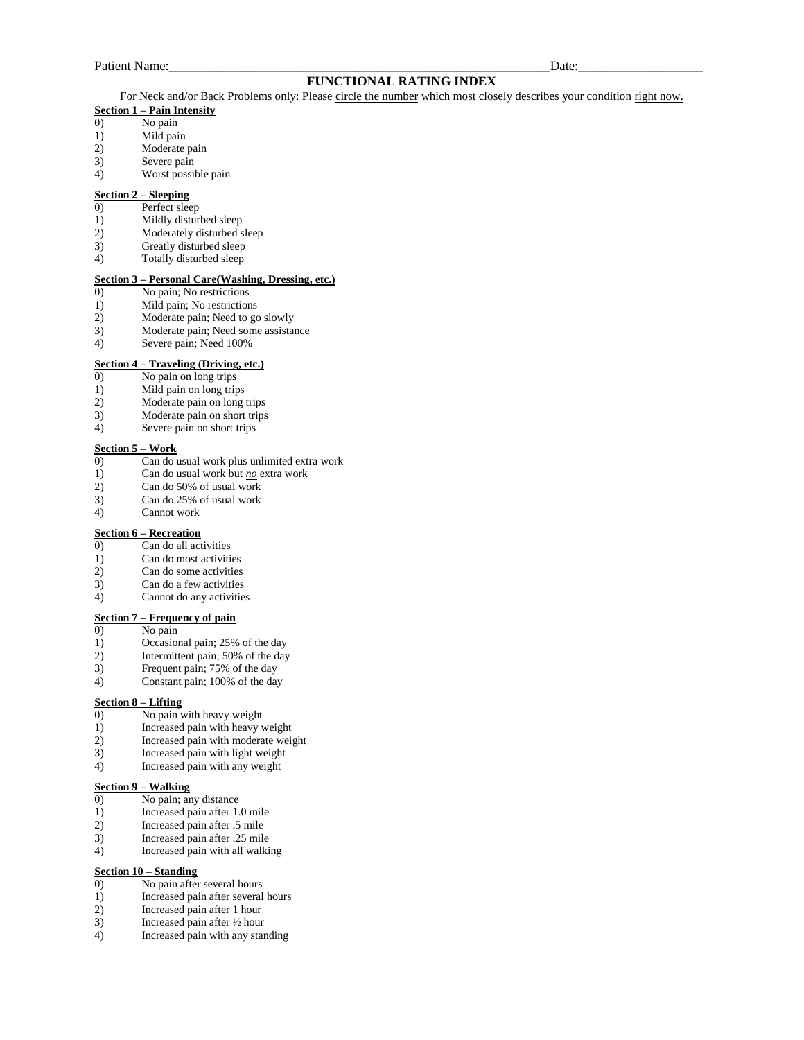Patient Name:_______________________________________________________________Date:___________________

# FUNCTIONAL RATING INDEX

For Neck and/or Back Problems only: Please circle the number which most closely describes your condition right now.

**Section 1 – Pain Intensity**

0) No pain
1) Mild pain
2) Moderate pain
3) Severe pain
4) Worst possible pain

**Section 2 – Sleeping**

0) Perfect sleep
1) Mildly disturbed sleep
2) Moderately disturbed sleep
3) Greatly disturbed sleep
4) Totally disturbed sleep

**Section 3 – Personal Care(Washing, Dressing, etc.)**

0) No pain; No restrictions
1) Mild pain; No restrictions
2) Moderate pain; Need to go slowly
3) Moderate pain; Need some assistance
4) Severe pain; Need 100%

**Section 4 – Traveling (Driving, etc.)**

0) No pain on long trips
1) Mild pain on long trips
2) Moderate pain on long trips
3) Moderate pain on short trips
4) Severe pain on short trips

**Section 5 – Work**

0) Can do usual work plus unlimited extra work
1) Can do usual work but ***no*** extra work
2) Can do 50% of usual work
3) Can do 25% of usual work
4) Cannot work

**Section 6 – Recreation**

0) Can do all activities
1) Can do most activities
2) Can do some activities
3) Can do a few activities
4) Cannot do any activities

**Section 7 – Frequency of pain**

0) No pain
1) Occasional pain; 25% of the day
2) Intermittent pain; 50% of the day
3) Frequent pain; 75% of the day
4) Constant pain; 100% of the day

**Section 8 – Lifting**

0) No pain with heavy weight
1) Increased pain with heavy weight
2) Increased pain with moderate weight
3) Increased pain with light weight
4) Increased pain with any weight

**Section 9 – Walking**

0) No pain; any distance
1) Increased pain after 1.0 mile
2) Increased pain after .5 mile
3) Increased pain after .25 mile
4) Increased pain with all walking

**Section 10 – Standing**

0) No pain after several hours
1) Increased pain after several hours
2) Increased pain after 1 hour
3) Increased pain after ½ hour
4) Increased pain with any standing